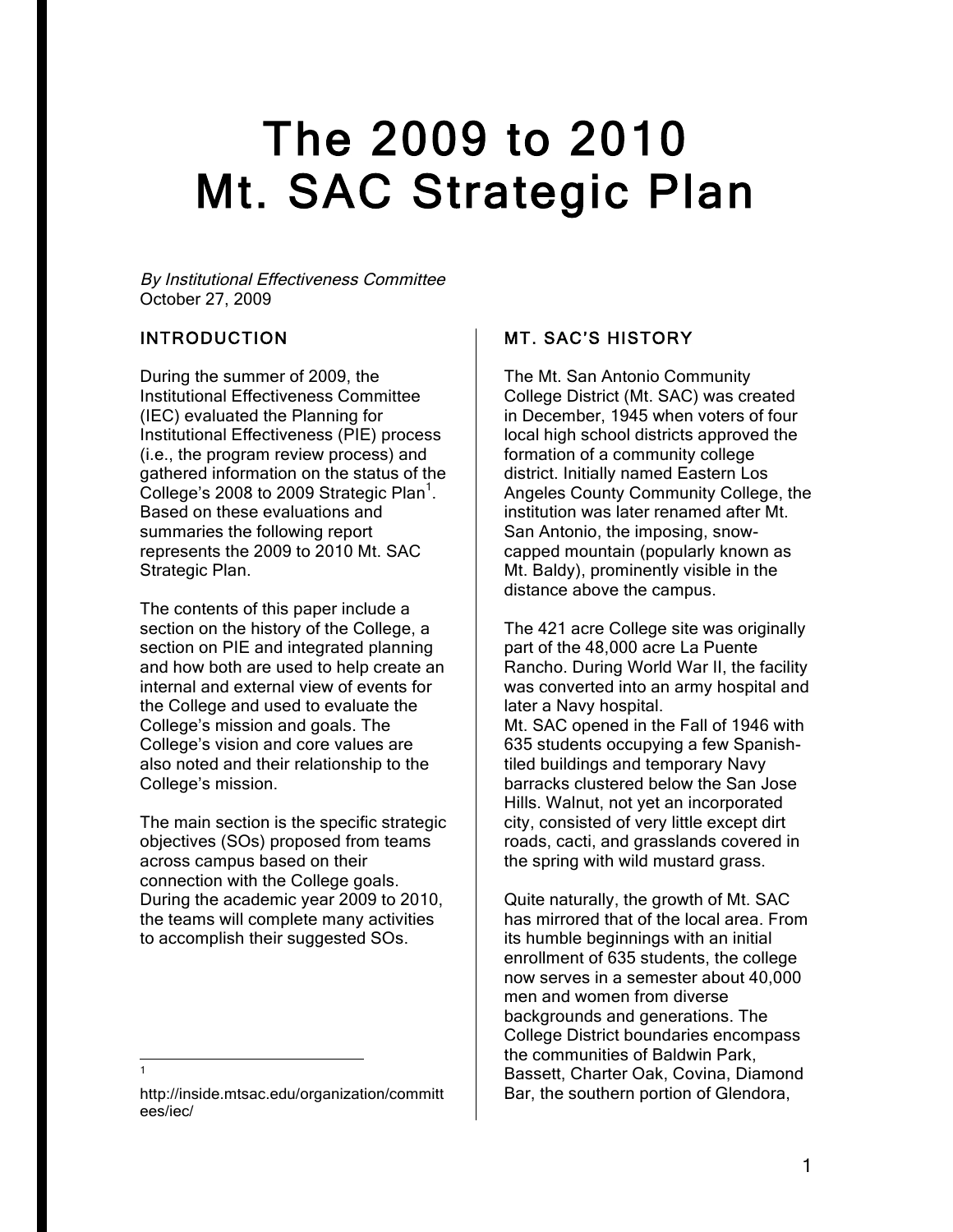# The 2009 to 2010 Mt. SAC Strategic Plan

*By Institutional Effectiveness Committee*
October 27, 2009

## INTRODUCTION

During the summer of 2009, the Institutional Effectiveness Committee (IEC) evaluated the Planning for Institutional Effectiveness (PIE) process (i.e., the program review process) and gathered information on the status of the College's 2008 to 2009 Strategic Plan[1]. Based on these evaluations and summaries the following report represents the 2009 to 2010 Mt. SAC Strategic Plan.

The contents of this paper include a section on the history of the College, a section on PIE and integrated planning and how both are used to help create an internal and external view of events for the College and used to evaluate the College's mission and goals. The College's vision and core values are also noted and their relationship to the College's mission.

The main section is the specific strategic objectives (SOs) proposed from teams across campus based on their connection with the College goals. During the academic year 2009 to 2010, the teams will complete many activities to accomplish their suggested SOs.

[1] http://inside.mtsac.edu/organization/committees/iec/

## MT. SAC'S HISTORY

The Mt. San Antonio Community College District (Mt. SAC) was created in December, 1945 when voters of four local high school districts approved the formation of a community college district. Initially named Eastern Los Angeles County Community College, the institution was later renamed after Mt. San Antonio, the imposing, snow-capped mountain (popularly known as Mt. Baldy), prominently visible in the distance above the campus.

The 421 acre College site was originally part of the 48,000 acre La Puente Rancho. During World War II, the facility was converted into an army hospital and later a Navy hospital.
Mt. SAC opened in the Fall of 1946 with 635 students occupying a few Spanish-tiled buildings and temporary Navy barracks clustered below the San Jose Hills. Walnut, not yet an incorporated city, consisted of very little except dirt roads, cacti, and grasslands covered in the spring with wild mustard grass.

Quite naturally, the growth of Mt. SAC has mirrored that of the local area. From its humble beginnings with an initial enrollment of 635 students, the college now serves in a semester about 40,000 men and women from diverse backgrounds and generations. The College District boundaries encompass the communities of Baldwin Park, Bassett, Charter Oak, Covina, Diamond Bar, the southern portion of Glendora,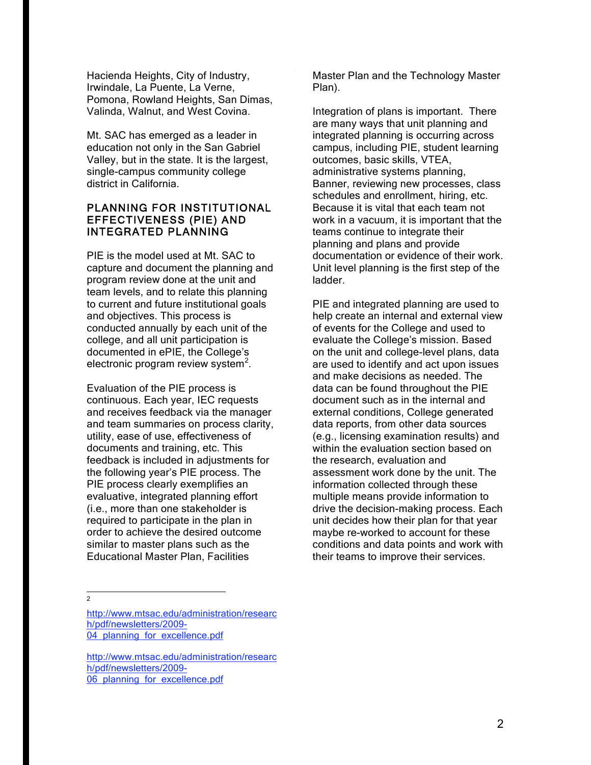Hacienda Heights, City of Industry, Irwindale, La Puente, La Verne, Pomona, Rowland Heights, San Dimas, Valinda, Walnut, and West Covina.

Mt. SAC has emerged as a leader in education not only in the San Gabriel Valley, but in the state. It is the largest, single-campus community college district in California.

## PLANNING FOR INSTITUTIONAL EFFECTIVENESS (PIE) AND INTEGRATED PLANNING

PIE is the model used at Mt. SAC to capture and document the planning and program review done at the unit and team levels, and to relate this planning to current and future institutional goals and objectives. This process is conducted annually by each unit of the college, and all unit participation is documented in ePIE, the College's electronic program review system[2].

Evaluation of the PIE process is continuous. Each year, IEC requests and receives feedback via the manager and team summaries on process clarity, utility, ease of use, effectiveness of documents and training, etc. This feedback is included in adjustments for the following year's PIE process. The PIE process clearly exemplifies an evaluative, integrated planning effort (i.e., more than one stakeholder is required to participate in the plan in order to achieve the desired outcome similar to master plans such as the Educational Master Plan, Facilities Master Plan and the Technology Master Plan).

Integration of plans is important. There are many ways that unit planning and integrated planning is occurring across campus, including PIE, student learning outcomes, basic skills, VTEA, administrative systems planning, Banner, reviewing new processes, class schedules and enrollment, hiring, etc. Because it is vital that each team not work in a vacuum, it is important that the teams continue to integrate their planning and plans and provide documentation or evidence of their work. Unit level planning is the first step of the ladder.

PIE and integrated planning are used to help create an internal and external view of events for the College and used to evaluate the College's mission. Based on the unit and college-level plans, data are used to identify and act upon issues and make decisions as needed. The data can be found throughout the PIE document such as in the internal and external conditions, College generated data reports, from other data sources (e.g., licensing examination results) and within the evaluation section based on the research, evaluation and assessment work done by the unit. The information collected through these multiple means provide information to drive the decision-making process. Each unit decides how their plan for that year maybe re-worked to account for these conditions and data points and work with their teams to improve their services.

---

[2] http://www.mtsac.edu/administration/research/pdf/newsletters/2009-04_planning_for_excellence.pdf

http://www.mtsac.edu/administration/research/pdf/newsletters/2009-06_planning_for_excellence.pdf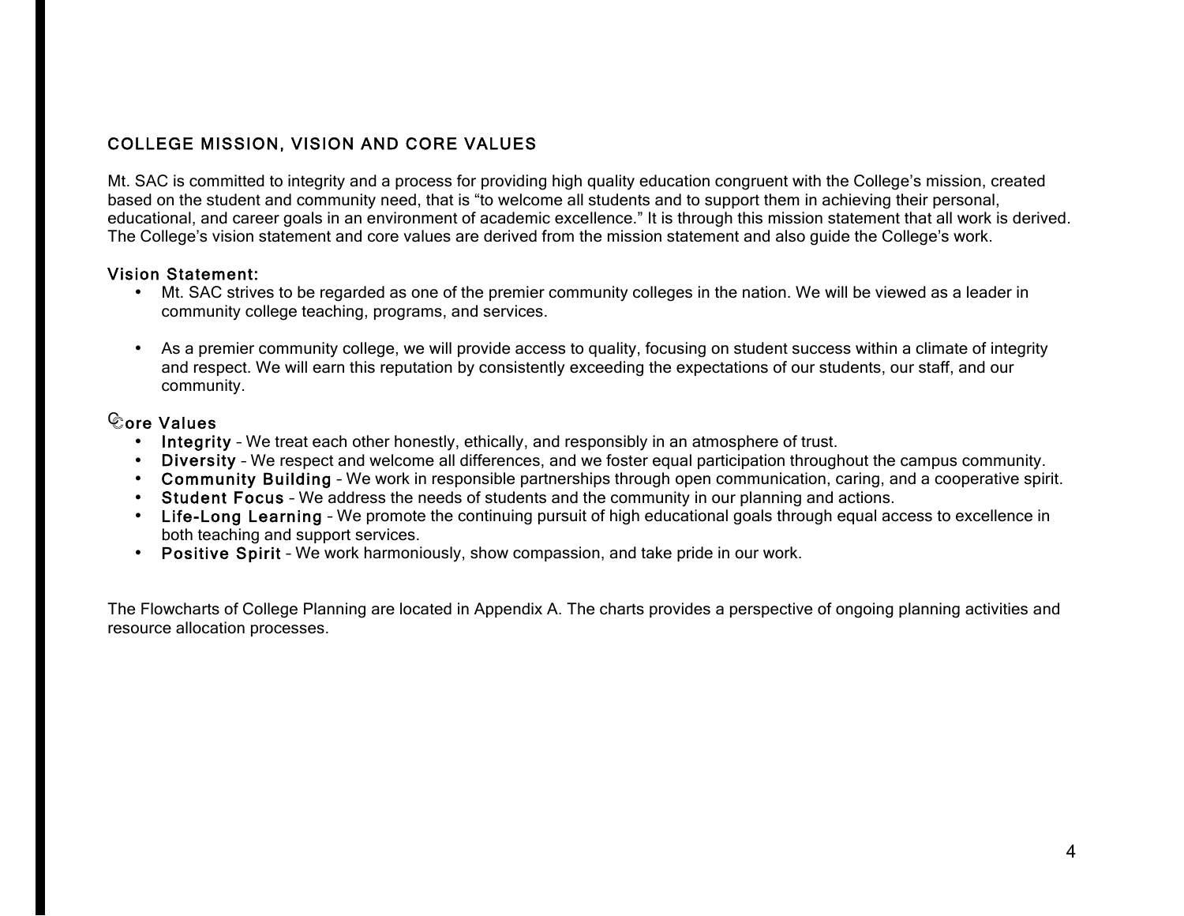## COLLEGE MISSION, VISION AND CORE VALUES

Mt. SAC is committed to integrity and a process for providing high quality education congruent with the College's mission, created based on the student and community need, that is "to welcome all students and to support them in achieving their personal, educational, and career goals in an environment of academic excellence." It is through this mission statement that all work is derived. The College's vision statement and core values are derived from the mission statement and also guide the College's work.

### Vision Statement:

- Mt. SAC strives to be regarded as one of the premier community colleges in the nation. We will be viewed as a leader in community college teaching, programs, and services.

- As a premier community college, we will provide access to quality, focusing on student success within a climate of integrity and respect. We will earn this reputation by consistently exceeding the expectations of our students, our staff, and our community.

### Core Values

- **Integrity** – We treat each other honestly, ethically, and responsibly in an atmosphere of trust.
- **Diversity** – We respect and welcome all differences, and we foster equal participation throughout the campus community.
- **Community Building** – We work in responsible partnerships through open communication, caring, and a cooperative spirit.
- **Student Focus** – We address the needs of students and the community in our planning and actions.
- **Life-Long Learning** – We promote the continuing pursuit of high educational goals through equal access to excellence in both teaching and support services.
- **Positive Spirit** – We work harmoniously, show compassion, and take pride in our work.

The Flowcharts of College Planning are located in Appendix A. The charts provides a perspective of ongoing planning activities and resource allocation processes.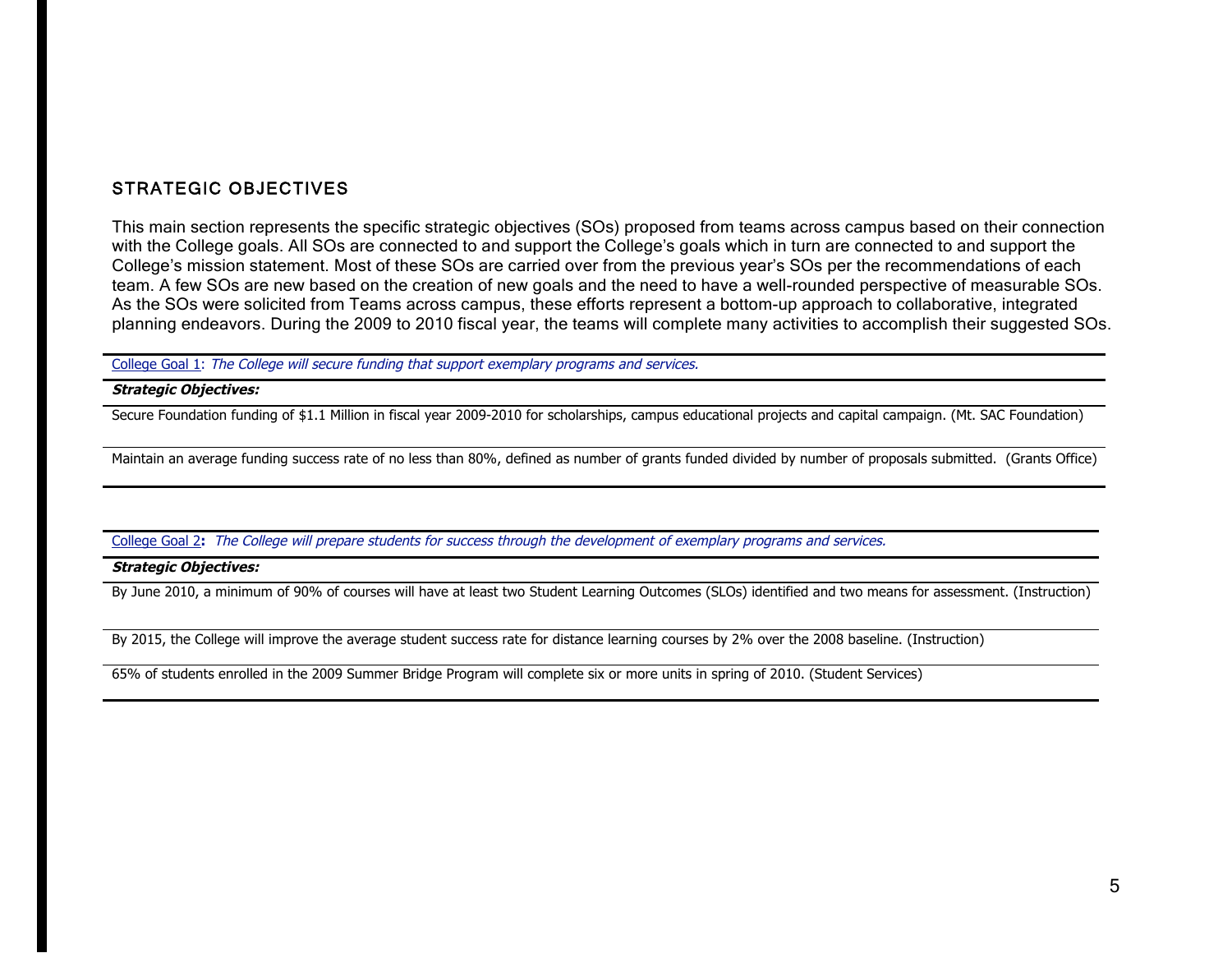## STRATEGIC OBJECTIVES

This main section represents the specific strategic objectives (SOs) proposed from teams across campus based on their connection with the College goals. All SOs are connected to and support the College's goals which in turn are connected to and support the College's mission statement. Most of these SOs are carried over from the previous year's SOs per the recommendations of each team. A few SOs are new based on the creation of new goals and the need to have a well-rounded perspective of measurable SOs. As the SOs were solicited from Teams across campus, these efforts represent a bottom-up approach to collaborative, integrated planning endeavors. During the 2009 to 2010 fiscal year, the teams will complete many activities to accomplish their suggested SOs.

College Goal 1: *The College will secure funding that support exemplary programs and services.*

***Strategic Objectives:***

Secure Foundation funding of $1.1 Million in fiscal year 2009-2010 for scholarships, campus educational projects and capital campaign. (Mt. SAC Foundation)

Maintain an average funding success rate of no less than 80%, defined as number of grants funded divided by number of proposals submitted. (Grants Office)

College Goal 2**:** *The College will prepare students for success through the development of exemplary programs and services.*

***Strategic Objectives:***

By June 2010, a minimum of 90% of courses will have at least two Student Learning Outcomes (SLOs) identified and two means for assessment. (Instruction)

By 2015, the College will improve the average student success rate for distance learning courses by 2% over the 2008 baseline. (Instruction)

65% of students enrolled in the 2009 Summer Bridge Program will complete six or more units in spring of 2010. (Student Services)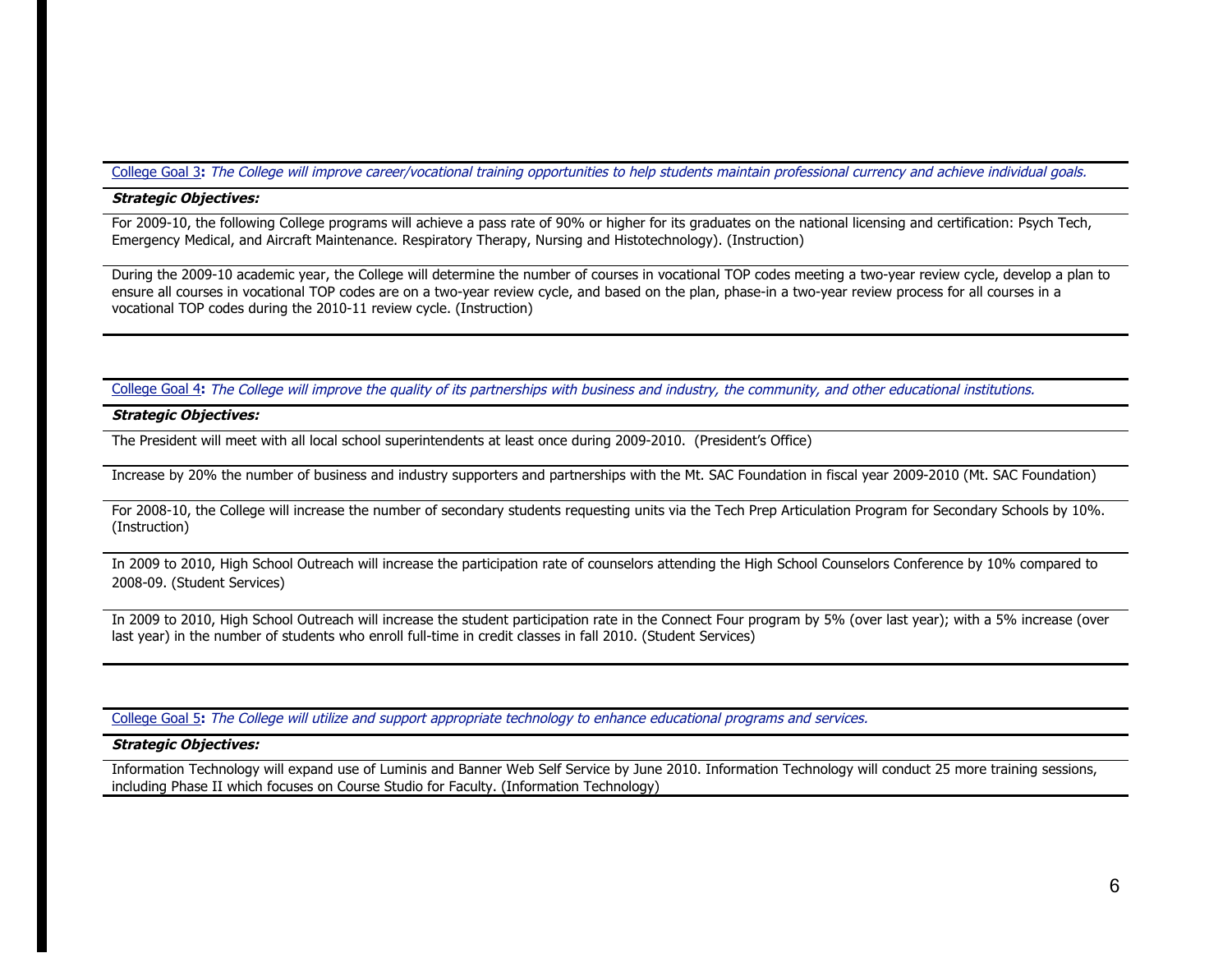College Goal 3**:** *The College will improve career/vocational training opportunities to help students maintain professional currency and achieve individual goals.*

***Strategic Objectives:***

For 2009-10, the following College programs will achieve a pass rate of 90% or higher for its graduates on the national licensing and certification: Psych Tech, Emergency Medical, and Aircraft Maintenance. Respiratory Therapy, Nursing and Histotechnology). (Instruction)

During the 2009-10 academic year, the College will determine the number of courses in vocational TOP codes meeting a two-year review cycle, develop a plan to ensure all courses in vocational TOP codes are on a two-year review cycle, and based on the plan, phase-in a two-year review process for all courses in a vocational TOP codes during the 2010-11 review cycle. (Instruction)

College Goal 4**:** *The College will improve the quality of its partnerships with business and industry, the community, and other educational institutions.*

***Strategic Objectives:***

The President will meet with all local school superintendents at least once during 2009-2010. (President's Office)

Increase by 20% the number of business and industry supporters and partnerships with the Mt. SAC Foundation in fiscal year 2009-2010 (Mt. SAC Foundation)

For 2008-10, the College will increase the number of secondary students requesting units via the Tech Prep Articulation Program for Secondary Schools by 10%. (Instruction)

In 2009 to 2010, High School Outreach will increase the participation rate of counselors attending the High School Counselors Conference by 10% compared to 2008-09. (Student Services)

In 2009 to 2010, High School Outreach will increase the student participation rate in the Connect Four program by 5% (over last year); with a 5% increase (over last year) in the number of students who enroll full-time in credit classes in fall 2010. (Student Services)

College Goal 5**:** *The College will utilize and support appropriate technology to enhance educational programs and services.*

***Strategic Objectives:***

Information Technology will expand use of Luminis and Banner Web Self Service by June 2010. Information Technology will conduct 25 more training sessions, including Phase II which focuses on Course Studio for Faculty. (Information Technology)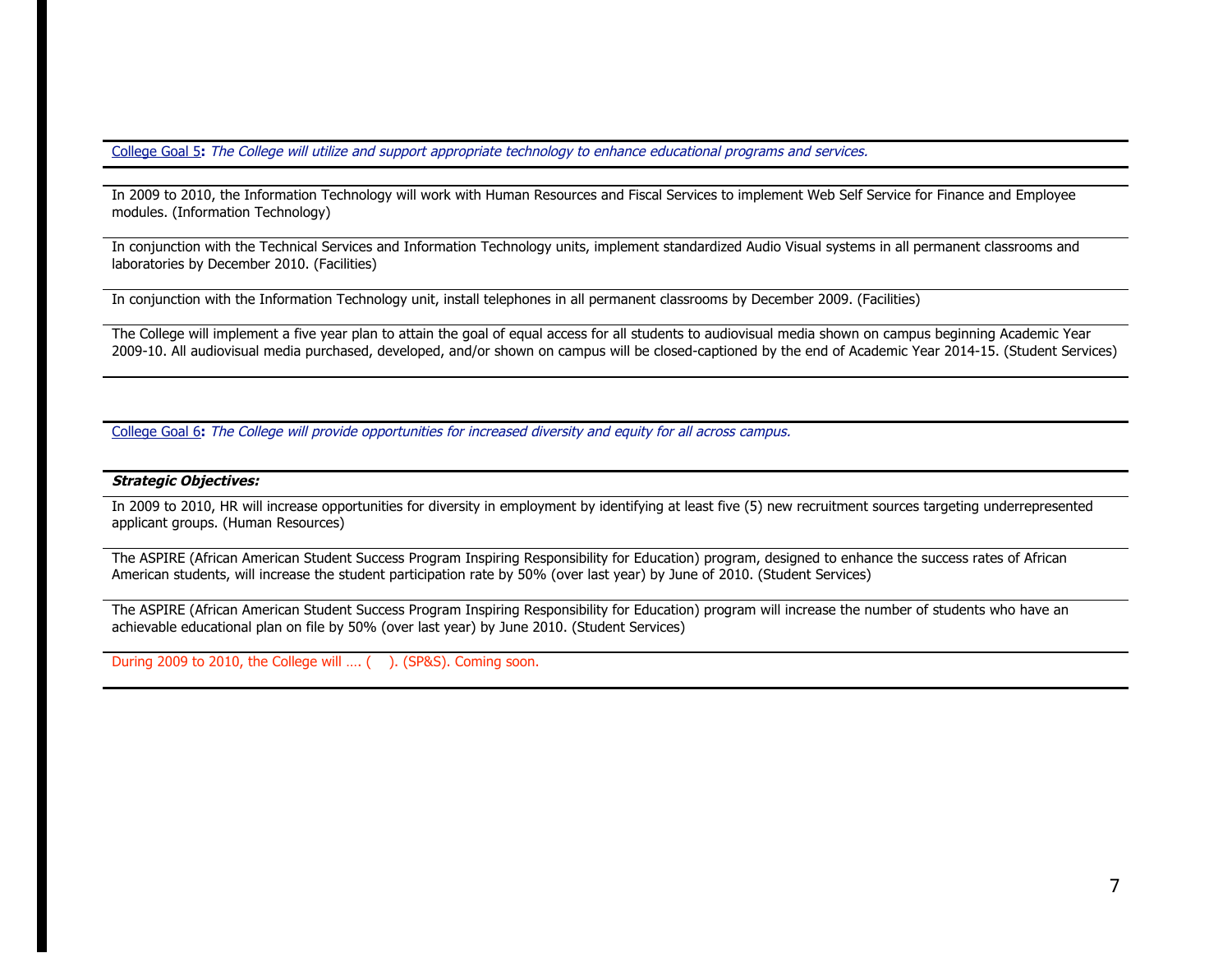College Goal 5**:** *The College will utilize and support appropriate technology to enhance educational programs and services.*

In 2009 to 2010, the Information Technology will work with Human Resources and Fiscal Services to implement Web Self Service for Finance and Employee modules. (Information Technology)

In conjunction with the Technical Services and Information Technology units, implement standardized Audio Visual systems in all permanent classrooms and laboratories by December 2010. (Facilities)

In conjunction with the Information Technology unit, install telephones in all permanent classrooms by December 2009. (Facilities)

The College will implement a five year plan to attain the goal of equal access for all students to audiovisual media shown on campus beginning Academic Year 2009-10. All audiovisual media purchased, developed, and/or shown on campus will be closed-captioned by the end of Academic Year 2014-15. (Student Services)

College Goal 6**:** *The College will provide opportunities for increased diversity and equity for all across campus.*

***Strategic Objectives:***

In 2009 to 2010, HR will increase opportunities for diversity in employment by identifying at least five (5) new recruitment sources targeting underrepresented applicant groups. (Human Resources)

The ASPIRE (African American Student Success Program Inspiring Responsibility for Education) program, designed to enhance the success rates of African American students, will increase the student participation rate by 50% (over last year) by June of 2010. (Student Services)

The ASPIRE (African American Student Success Program Inspiring Responsibility for Education) program will increase the number of students who have an achievable educational plan on file by 50% (over last year) by June 2010. (Student Services)

During 2009 to 2010, the College will …. (    ). (SP&S). Coming soon.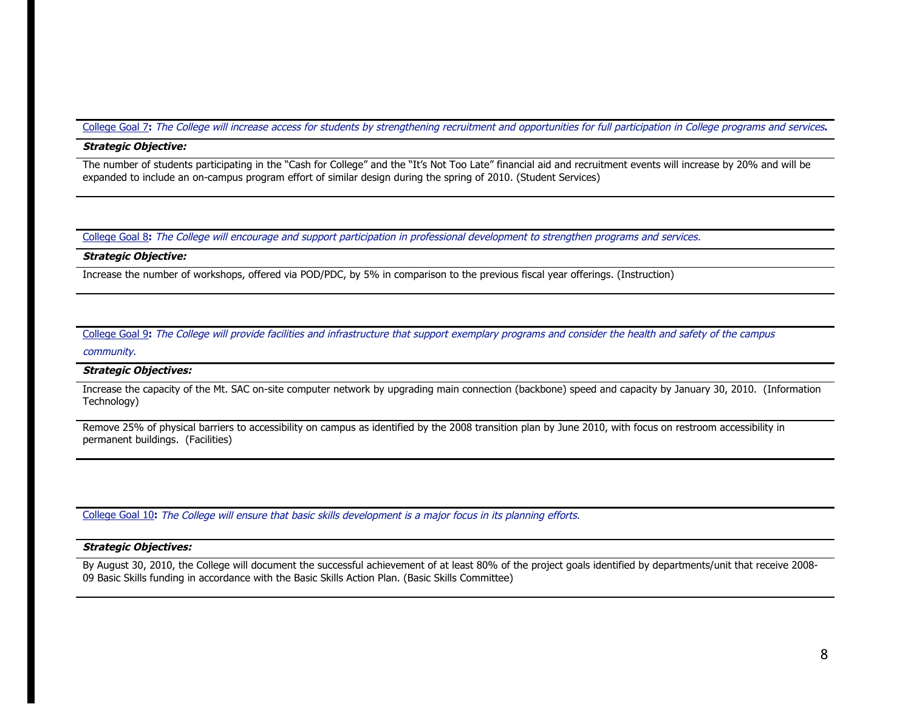College Goal 7**:** *The College will increase access for students by strengthening recruitment and opportunities for full participation in College programs and services***.**

***Strategic Objective:***

The number of students participating in the "Cash for College" and the "It's Not Too Late" financial aid and recruitment events will increase by 20% and will be expanded to include an on-campus program effort of similar design during the spring of 2010. (Student Services)

College Goal 8**:** *The College will encourage and support participation in professional development to strengthen programs and services.*

***Strategic Objective:***

Increase the number of workshops, offered via POD/PDC, by 5% in comparison to the previous fiscal year offerings. (Instruction)

College Goal 9**:** *The College will provide facilities and infrastructure that support exemplary programs and consider the health and safety of the campus community.*

***Strategic Objectives:***

Increase the capacity of the Mt. SAC on-site computer network by upgrading main connection (backbone) speed and capacity by January 30, 2010. (Information Technology)

Remove 25% of physical barriers to accessibility on campus as identified by the 2008 transition plan by June 2010, with focus on restroom accessibility in permanent buildings. (Facilities)

College Goal 10**:** *The College will ensure that basic skills development is a major focus in its planning efforts.*

***Strategic Objectives:***

By August 30, 2010, the College will document the successful achievement of at least 80% of the project goals identified by departments/unit that receive 2008-09 Basic Skills funding in accordance with the Basic Skills Action Plan. (Basic Skills Committee)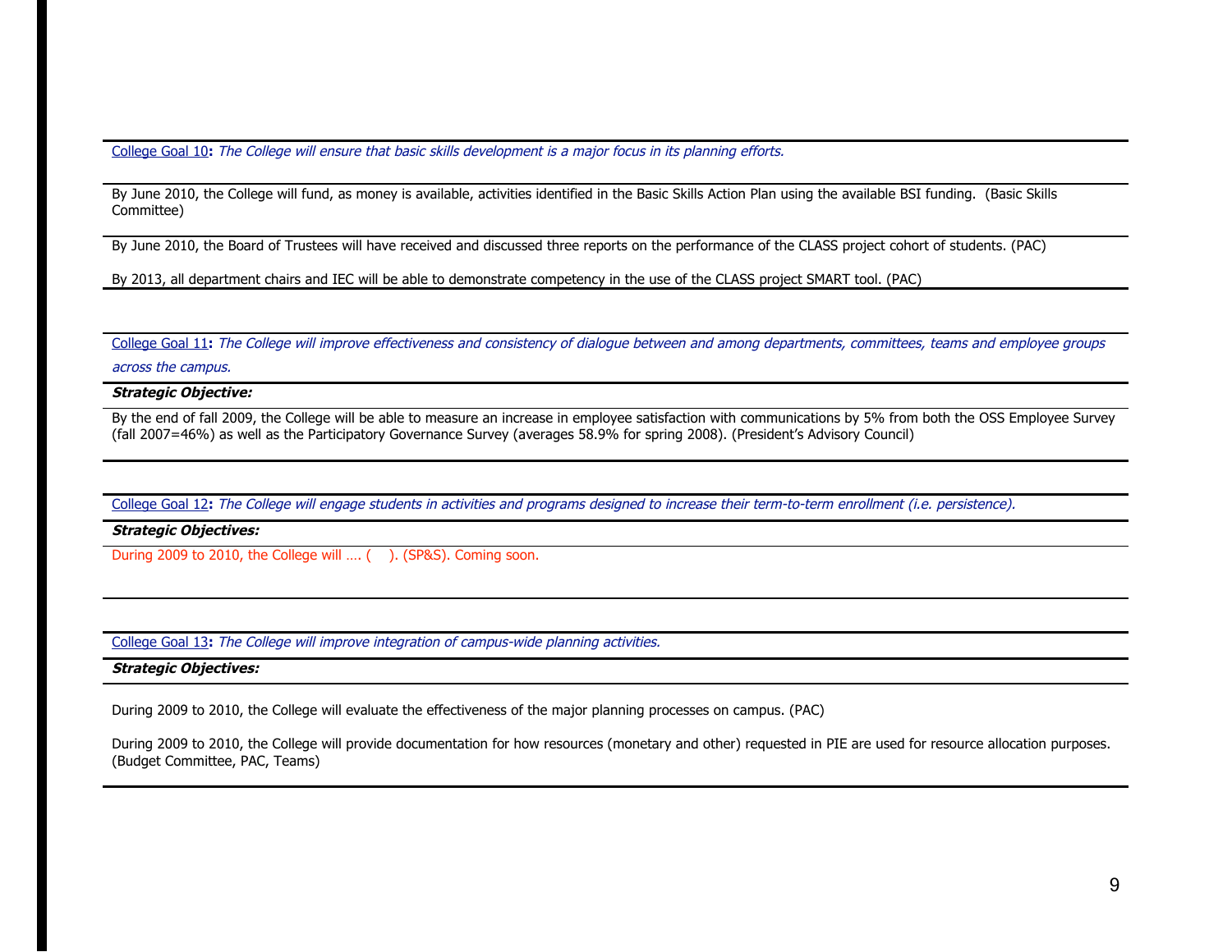College Goal 10**:** *The College will ensure that basic skills development is a major focus in its planning efforts.*

By June 2010, the College will fund, as money is available, activities identified in the Basic Skills Action Plan using the available BSI funding. (Basic Skills Committee)

By June 2010, the Board of Trustees will have received and discussed three reports on the performance of the CLASS project cohort of students. (PAC)

By 2013, all department chairs and IEC will be able to demonstrate competency in the use of the CLASS project SMART tool. (PAC)

College Goal 11**:** *The College will improve effectiveness and consistency of dialogue between and among departments, committees, teams and employee groups across the campus.*

***Strategic Objective:***

By the end of fall 2009, the College will be able to measure an increase in employee satisfaction with communications by 5% from both the OSS Employee Survey (fall 2007=46%) as well as the Participatory Governance Survey (averages 58.9% for spring 2008). (President's Advisory Council)

College Goal 12**:** *The College will engage students in activities and programs designed to increase their term-to-term enrollment (i.e. persistence).*

***Strategic Objectives:***

During 2009 to 2010, the College will …. (   ). (SP&S). Coming soon.

College Goal 13**:** *The College will improve integration of campus-wide planning activities.*

***Strategic Objectives:***

During 2009 to 2010, the College will evaluate the effectiveness of the major planning processes on campus. (PAC)

During 2009 to 2010, the College will provide documentation for how resources (monetary and other) requested in PIE are used for resource allocation purposes. (Budget Committee, PAC, Teams)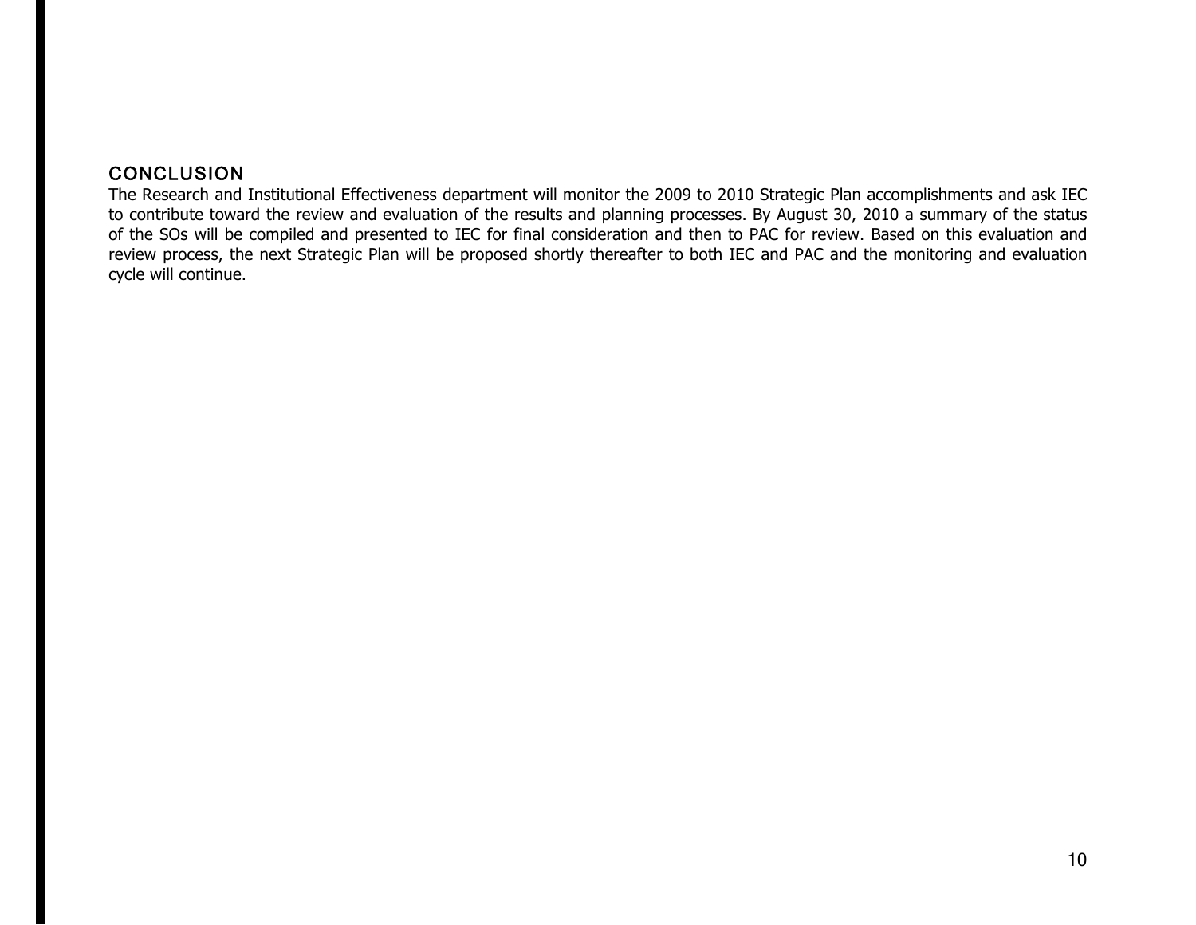## CONCLUSION

The Research and Institutional Effectiveness department will monitor the 2009 to 2010 Strategic Plan accomplishments and ask IEC to contribute toward the review and evaluation of the results and planning processes. By August 30, 2010 a summary of the status of the SOs will be compiled and presented to IEC for final consideration and then to PAC for review. Based on this evaluation and review process, the next Strategic Plan will be proposed shortly thereafter to both IEC and PAC and the monitoring and evaluation cycle will continue.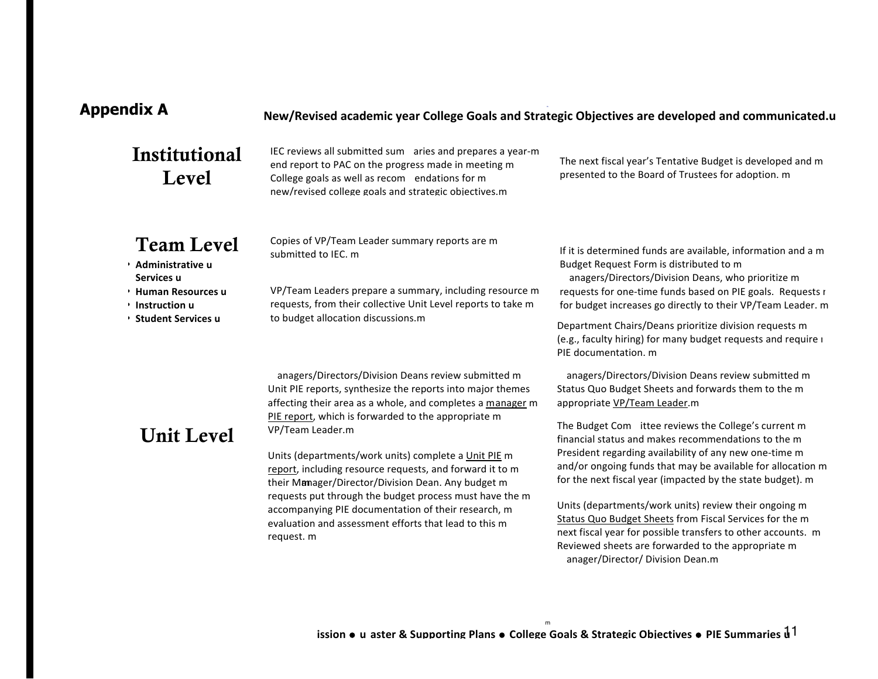## Appendix A

**New/Revised academic year College Goals and Strategic Objectives are developed and communicated.**

### Institutional Level

IEC reviews all submitted summaries and prepares a year-end report to PAC on the progress made in meeting College goals as well as recommendations for new/revised college goals and strategic objectives.

The next fiscal year's Tentative Budget is developed and presented to the Board of Trustees for adoption.

### Team Level

- **Administrative Services**
- **Human Resources**
- **Instruction**
- **Student Services**

Copies of VP/Team Leader summary reports are submitted to IEC.

VP/Team Leaders prepare a summary, including resource requests, from their collective Unit Level reports to take to budget allocation discussions.

If it is determined funds are available, information and a Budget Request Form is distributed to Managers/Directors/Division Deans, who prioritize requests for one-time funds based on PIE goals. Requests for budget increases go directly to their VP/Team Leader.

Department Chairs/Deans prioritize division requests (e.g., faculty hiring) for many budget requests and require PIE documentation.

### Unit Level

Managers/Directors/Division Deans review submitted Unit PIE reports, synthesize the reports into major themes affecting their area as a whole, and completes a manager PIE report, which is forwarded to the appropriate VP/Team Leader.

Units (departments/work units) complete a Unit PIE report, including resource requests, and forward it to their Manager/Director/Division Dean. Any budget requests put through the budget process must have the accompanying PIE documentation of their research, evaluation and assessment efforts that lead to this request.

Managers/Directors/Division Deans review submitted Status Quo Budget Sheets and forwards them to the appropriate VP/Team Leader.

The Budget Committee reviews the College's current financial status and makes recommendations to the President regarding availability of any new one-time and/or ongoing funds that may be available for allocation for the next fiscal year (impacted by the state budget).

Units (departments/work units) review their ongoing Status Quo Budget Sheets from Fiscal Services for the next fiscal year for possible transfers to other accounts. Reviewed sheets are forwarded to the appropriate Manager/Director/ Division Dean.

**Mission ● Master & Supporting Plans ● College Goals & Strategic Objectives ● PIE Summaries**